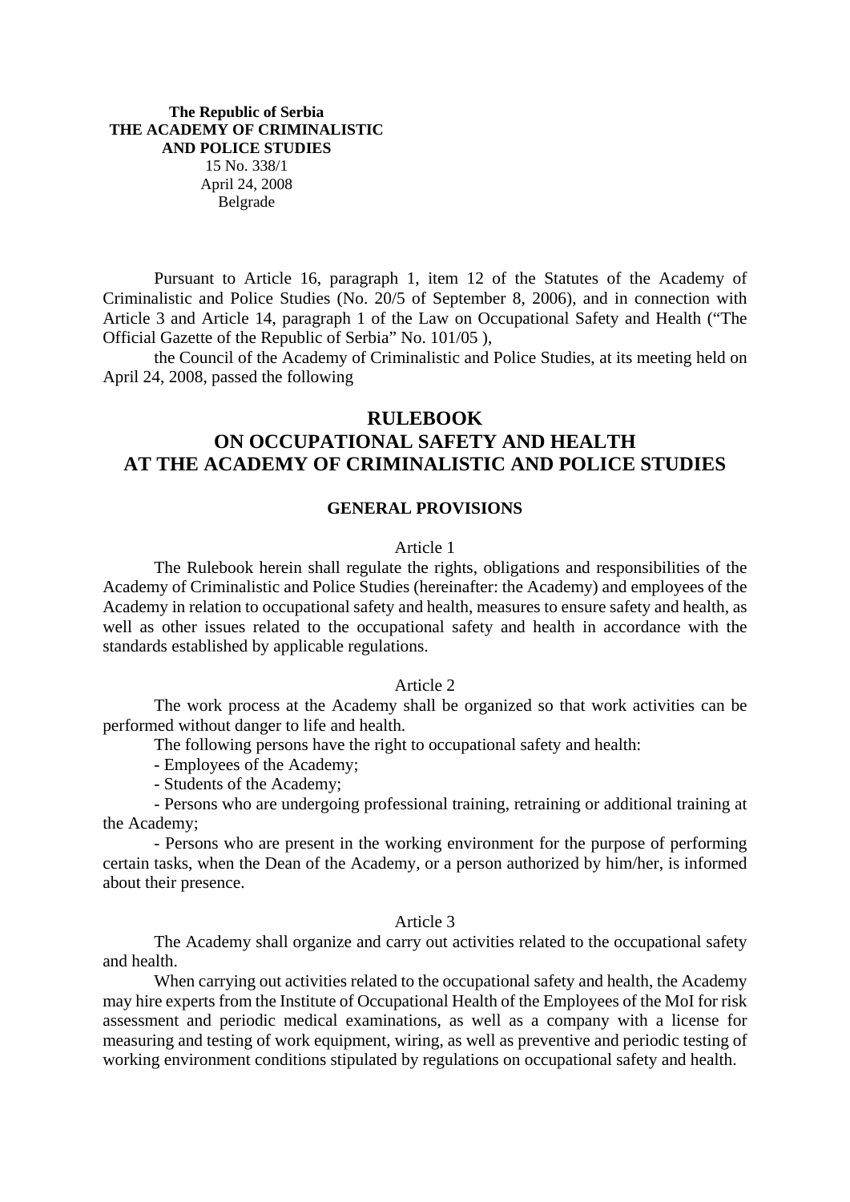**The Republic of Serbia**
**THE ACADEMY OF CRIMINALISTIC AND POLICE STUDIES**
15 No. 338/1
April 24, 2008
Belgrade

Pursuant to Article 16, paragraph 1, item 12 of the Statutes of the Academy of Criminalistic and Police Studies (No. 20/5 of September 8, 2006), and in connection with Article 3 and Article 14, paragraph 1 of the Law on Occupational Safety and Health ("The Official Gazette of the Republic of Serbia" No. 101/05 ),

the Council of the Academy of Criminalistic and Police Studies, at its meeting held on April 24, 2008, passed the following

# RULEBOOK ON OCCUPATIONAL SAFETY AND HEALTH AT THE ACADEMY OF CRIMINALISTIC AND POLICE STUDIES

## GENERAL PROVISIONS

Article 1

The Rulebook herein shall regulate the rights, obligations and responsibilities of the Academy of Criminalistic and Police Studies (hereinafter: the Academy) and employees of the Academy in relation to occupational safety and health, measures to ensure safety and health, as well as other issues related to the occupational safety and health in accordance with the standards established by applicable regulations.

Article 2

The work process at the Academy shall be organized so that work activities can be performed without danger to life and health.

The following persons have the right to occupational safety and health:

- Employees of the Academy;
- Students of the Academy;
- Persons who are undergoing professional training, retraining or additional training at the Academy;
- Persons who are present in the working environment for the purpose of performing certain tasks, when the Dean of the Academy, or a person authorized by him/her, is informed about their presence.

Article 3

The Academy shall organize and carry out activities related to the occupational safety and health.

When carrying out activities related to the occupational safety and health, the Academy may hire experts from the Institute of Occupational Health of the Employees of the MoI for risk assessment and periodic medical examinations, as well as a company with a license for measuring and testing of work equipment, wiring, as well as preventive and periodic testing of working environment conditions stipulated by regulations on occupational safety and health.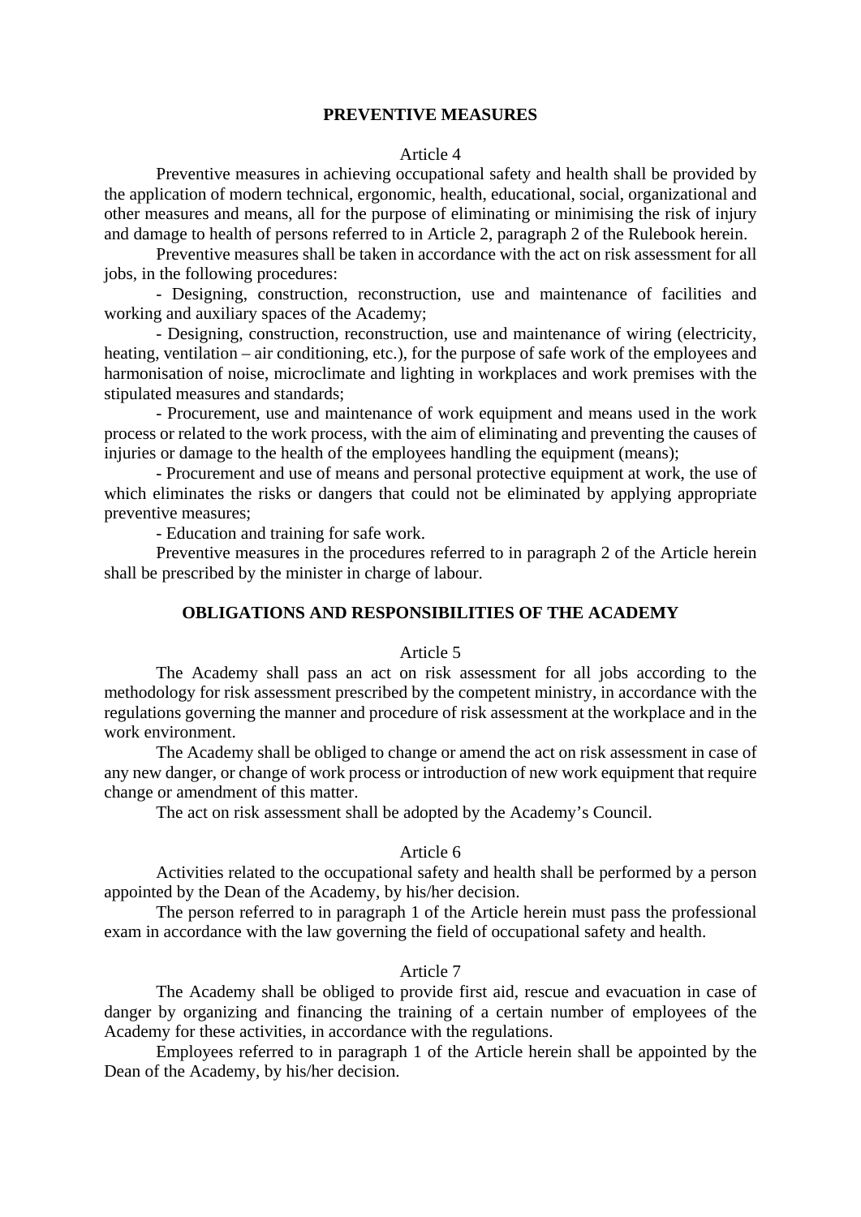## PREVENTIVE MEASURES

Article 4

Preventive measures in achieving occupational safety and health shall be provided by the application of modern technical, ergonomic, health, educational, social, organizational and other measures and means, all for the purpose of eliminating or minimising the risk of injury and damage to health of persons referred to in Article 2, paragraph 2 of the Rulebook herein.

Preventive measures shall be taken in accordance with the act on risk assessment for all jobs, in the following procedures:

- Designing, construction, reconstruction, use and maintenance of facilities and working and auxiliary spaces of the Academy;
- Designing, construction, reconstruction, use and maintenance of wiring (electricity, heating, ventilation – air conditioning, etc.), for the purpose of safe work of the employees and harmonisation of noise, microclimate and lighting in workplaces and work premises with the stipulated measures and standards;
- Procurement, use and maintenance of work equipment and means used in the work process or related to the work process, with the aim of eliminating and preventing the causes of injuries or damage to the health of the employees handling the equipment (means);
- Procurement and use of means and personal protective equipment at work, the use of which eliminates the risks or dangers that could not be eliminated by applying appropriate preventive measures;
- Education and training for safe work.

Preventive measures in the procedures referred to in paragraph 2 of the Article herein shall be prescribed by the minister in charge of labour.

## OBLIGATIONS AND RESPONSIBILITIES OF THE ACADEMY

Article 5

The Academy shall pass an act on risk assessment for all jobs according to the methodology for risk assessment prescribed by the competent ministry, in accordance with the regulations governing the manner and procedure of risk assessment at the workplace and in the work environment.

The Academy shall be obliged to change or amend the act on risk assessment in case of any new danger, or change of work process or introduction of new work equipment that require change or amendment of this matter.

The act on risk assessment shall be adopted by the Academy's Council.

Article 6

Activities related to the occupational safety and health shall be performed by a person appointed by the Dean of the Academy, by his/her decision.

The person referred to in paragraph 1 of the Article herein must pass the professional exam in accordance with the law governing the field of occupational safety and health.

Article 7

The Academy shall be obliged to provide first aid, rescue and evacuation in case of danger by organizing and financing the training of a certain number of employees of the Academy for these activities, in accordance with the regulations.

Employees referred to in paragraph 1 of the Article herein shall be appointed by the Dean of the Academy, by his/her decision.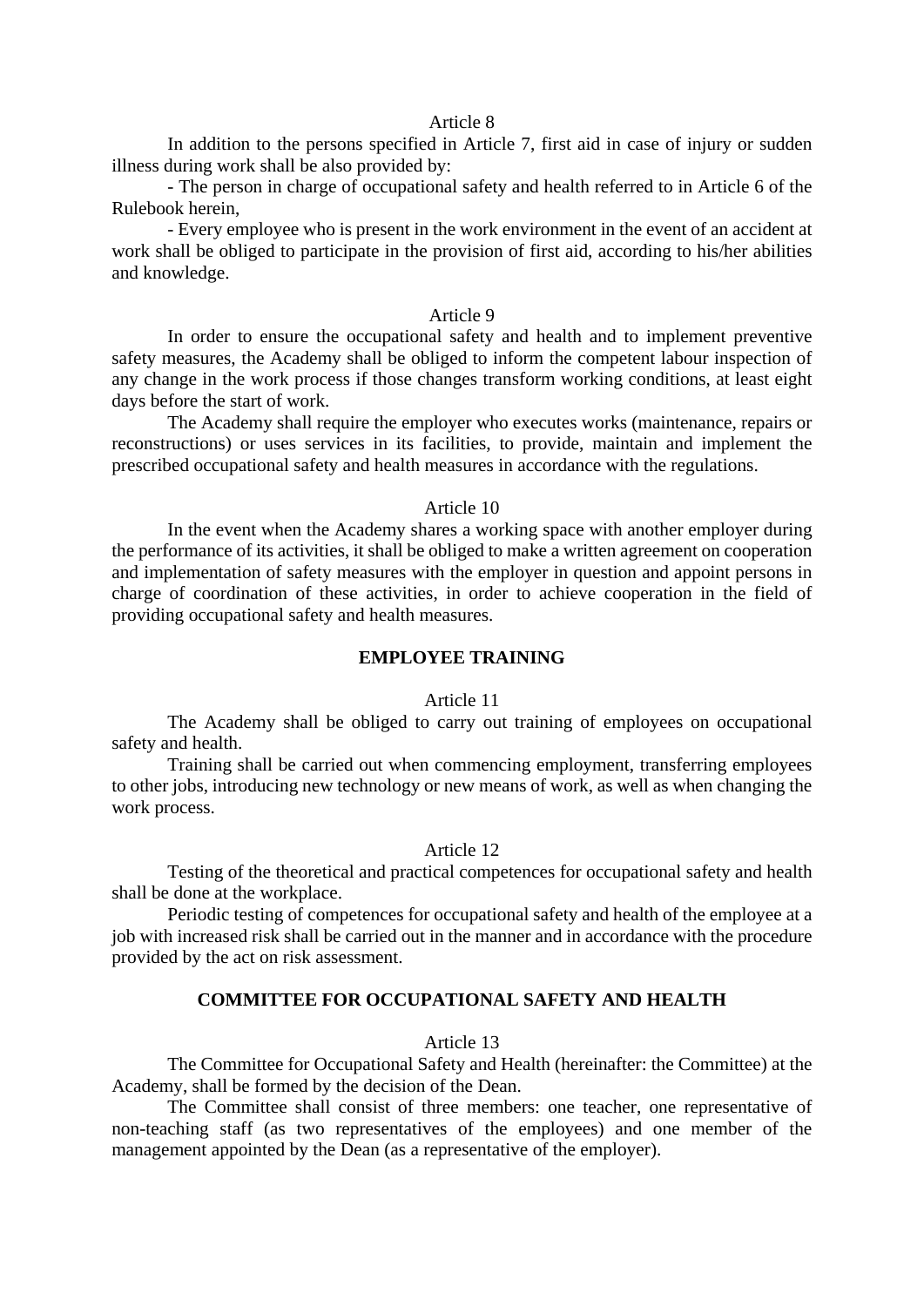Article 8

In addition to the persons specified in Article 7, first aid in case of injury or sudden illness during work shall be also provided by:

- The person in charge of occupational safety and health referred to in Article 6 of the Rulebook herein,
- Every employee who is present in the work environment in the event of an accident at work shall be obliged to participate in the provision of first aid, according to his/her abilities and knowledge.

Article 9

In order to ensure the occupational safety and health and to implement preventive safety measures, the Academy shall be obliged to inform the competent labour inspection of any change in the work process if those changes transform working conditions, at least eight days before the start of work.

The Academy shall require the employer who executes works (maintenance, repairs or reconstructions) or uses services in its facilities, to provide, maintain and implement the prescribed occupational safety and health measures in accordance with the regulations.

Article 10

In the event when the Academy shares a working space with another employer during the performance of its activities, it shall be obliged to make a written agreement on cooperation and implementation of safety measures with the employer in question and appoint persons in charge of coordination of these activities, in order to achieve cooperation in the field of providing occupational safety and health measures.

## EMPLOYEE TRAINING

Article 11

The Academy shall be obliged to carry out training of employees on occupational safety and health.

Training shall be carried out when commencing employment, transferring employees to other jobs, introducing new technology or new means of work, as well as when changing the work process.

Article 12

Testing of the theoretical and practical competences for occupational safety and health shall be done at the workplace.

Periodic testing of competences for occupational safety and health of the employee at a job with increased risk shall be carried out in the manner and in accordance with the procedure provided by the act on risk assessment.

## COMMITTEE FOR OCCUPATIONAL SAFETY AND HEALTH

Article 13

The Committee for Occupational Safety and Health (hereinafter: the Committee) at the Academy, shall be formed by the decision of the Dean.

The Committee shall consist of three members: one teacher, one representative of non-teaching staff (as two representatives of the employees) and one member of the management appointed by the Dean (as a representative of the employer).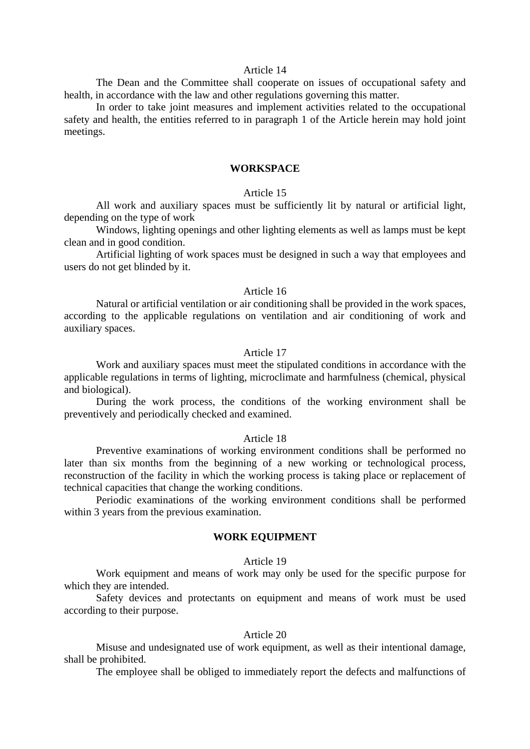Article 14

The Dean and the Committee shall cooperate on issues of occupational safety and health, in accordance with the law and other regulations governing this matter.

In order to take joint measures and implement activities related to the occupational safety and health, the entities referred to in paragraph 1 of the Article herein may hold joint meetings.

## WORKSPACE

Article 15

All work and auxiliary spaces must be sufficiently lit by natural or artificial light, depending on the type of work

Windows, lighting openings and other lighting elements as well as lamps must be kept clean and in good condition.

Artificial lighting of work spaces must be designed in such a way that employees and users do not get blinded by it.

Article 16

Natural or artificial ventilation or air conditioning shall be provided in the work spaces, according to the applicable regulations on ventilation and air conditioning of work and auxiliary spaces.

Article 17

Work and auxiliary spaces must meet the stipulated conditions in accordance with the applicable regulations in terms of lighting, microclimate and harmfulness (chemical, physical and biological).

During the work process, the conditions of the working environment shall be preventively and periodically checked and examined.

Article 18

Preventive examinations of working environment conditions shall be performed no later than six months from the beginning of a new working or technological process, reconstruction of the facility in which the working process is taking place or replacement of technical capacities that change the working conditions.

Periodic examinations of the working environment conditions shall be performed within 3 years from the previous examination.

## WORK EQUIPMENT

Article 19

Work equipment and means of work may only be used for the specific purpose for which they are intended.

Safety devices and protectants on equipment and means of work must be used according to their purpose.

Article 20

Misuse and undesignated use of work equipment, as well as their intentional damage, shall be prohibited.

The employee shall be obliged to immediately report the defects and malfunctions of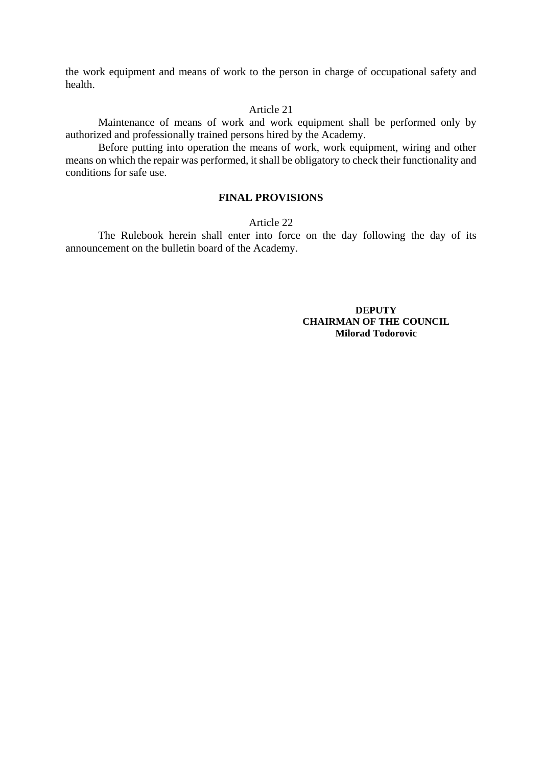the work equipment and means of work to the person in charge of occupational safety and health.

Article 21

Maintenance of means of work and work equipment shall be performed only by authorized and professionally trained persons hired by the Academy.

Before putting into operation the means of work, work equipment, wiring and other means on which the repair was performed, it shall be obligatory to check their functionality and conditions for safe use.

## FINAL PROVISIONS

Article 22

The Rulebook herein shall enter into force on the day following the day of its announcement on the bulletin board of the Academy.

**DEPUTY**
**CHAIRMAN OF THE COUNCIL**
**Milorad Todorovic**